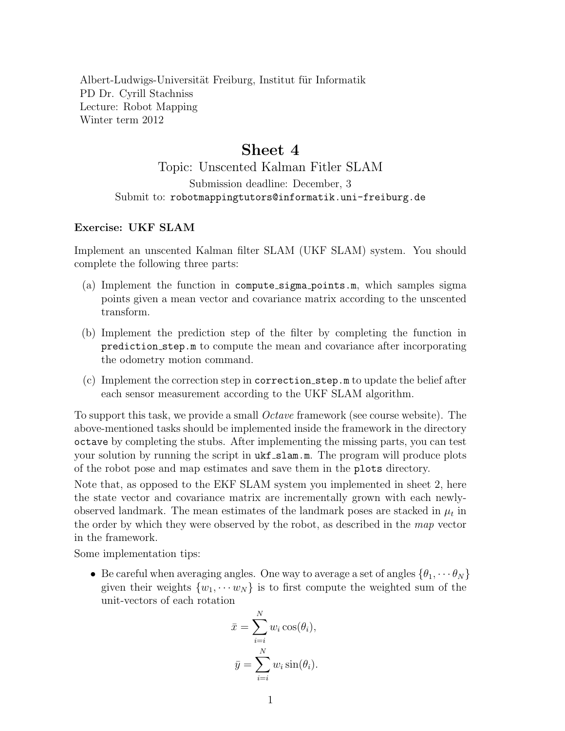Albert-Ludwigs-Universität Freiburg, Institut für Informatik
PD Dr. Cyrill Stachniss
Lecture: Robot Mapping
Winter term 2012

# Sheet 4

## Topic: Unscented Kalman Fitler SLAM

Submission deadline: December, 3
Submit to: `robotmappingtutors@informatik.uni-freiburg.de`

### Exercise: UKF SLAM

Implement an unscented Kalman filter SLAM (UKF SLAM) system. You should complete the following three parts:

(a) Implement the function in `compute_sigma_points.m`, which samples sigma points given a mean vector and covariance matrix according to the unscented transform.

(b) Implement the prediction step of the filter by completing the function in `prediction_step.m` to compute the mean and covariance after incorporating the odometry motion command.

(c) Implement the correction step in `correction_step.m` to update the belief after each sensor measurement according to the UKF SLAM algorithm.

To support this task, we provide a small *Octave* framework (see course website). The above-mentioned tasks should be implemented inside the framework in the directory `octave` by completing the stubs. After implementing the missing parts, you can test your solution by running the script in `ukf_slam.m`. The program will produce plots of the robot pose and map estimates and save them in the `plots` directory.

Note that, as opposed to the EKF SLAM system you implemented in sheet 2, here the state vector and covariance matrix are incrementally grown with each newly-observed landmark. The mean estimates of the landmark poses are stacked in $\mu_t$ in the order by which they were observed by the robot, as described in the *map* vector in the framework.

Some implementation tips:

- Be careful when averaging angles. One way to average a set of angles $\{\theta_1, \cdots \theta_N\}$ given their weights $\{w_1, \cdots w_N\}$ is to first compute the weighted sum of the unit-vectors of each rotation

$$\bar{x} = \sum_{i=i}^{N} w_i \cos(\theta_i),$$

$$\bar{y} = \sum_{i=i}^{N} w_i \sin(\theta_i).$$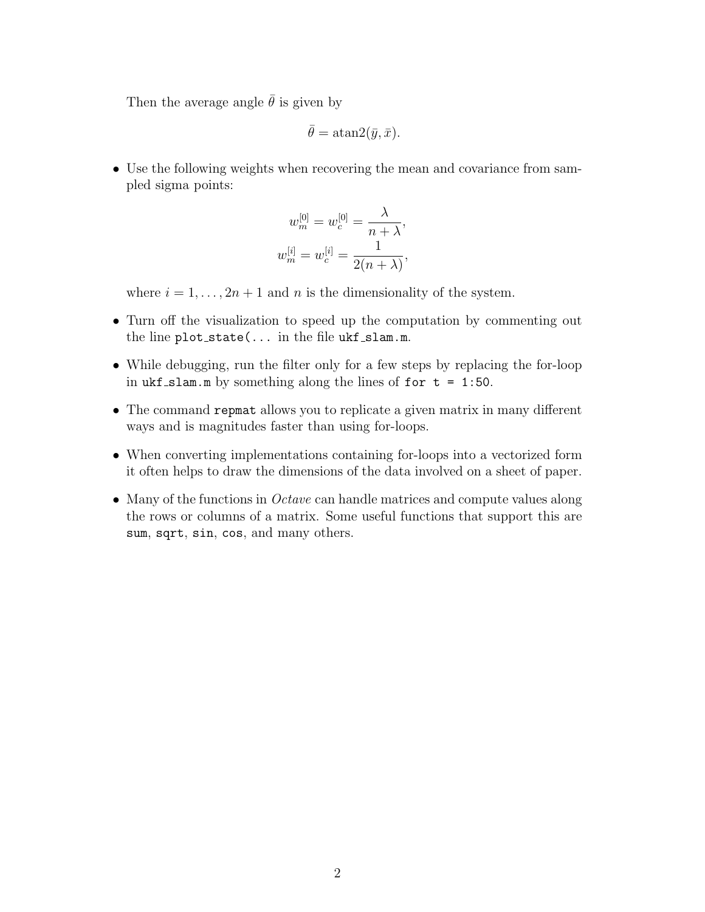Then the average angle $\bar{\theta}$ is given by

$$\bar{\theta} = \text{atan2}(\bar{y}, \bar{x}).$$

- Use the following weights when recovering the mean and covariance from sampled sigma points:

$$w_m^{[0]} = w_c^{[0]} = \frac{\lambda}{n + \lambda},$$
$$w_m^{[i]} = w_c^{[i]} = \frac{1}{2(n + \lambda)},$$

  where $i = 1, \ldots, 2n + 1$ and $n$ is the dimensionality of the system.

- Turn off the visualization to speed up the computation by commenting out the line `plot_state(...` in the file `ukf_slam.m`.
- While debugging, run the filter only for a few steps by replacing the for-loop in `ukf_slam.m` by something along the lines of `for t = 1:50`.
- The command `repmat` allows you to replicate a given matrix in many different ways and is magnitudes faster than using for-loops.
- When converting implementations containing for-loops into a vectorized form it often helps to draw the dimensions of the data involved on a sheet of paper.
- Many of the functions in *Octave* can handle matrices and compute values along the rows or columns of a matrix. Some useful functions that support this are `sum`, `sqrt`, `sin`, `cos`, and many others.